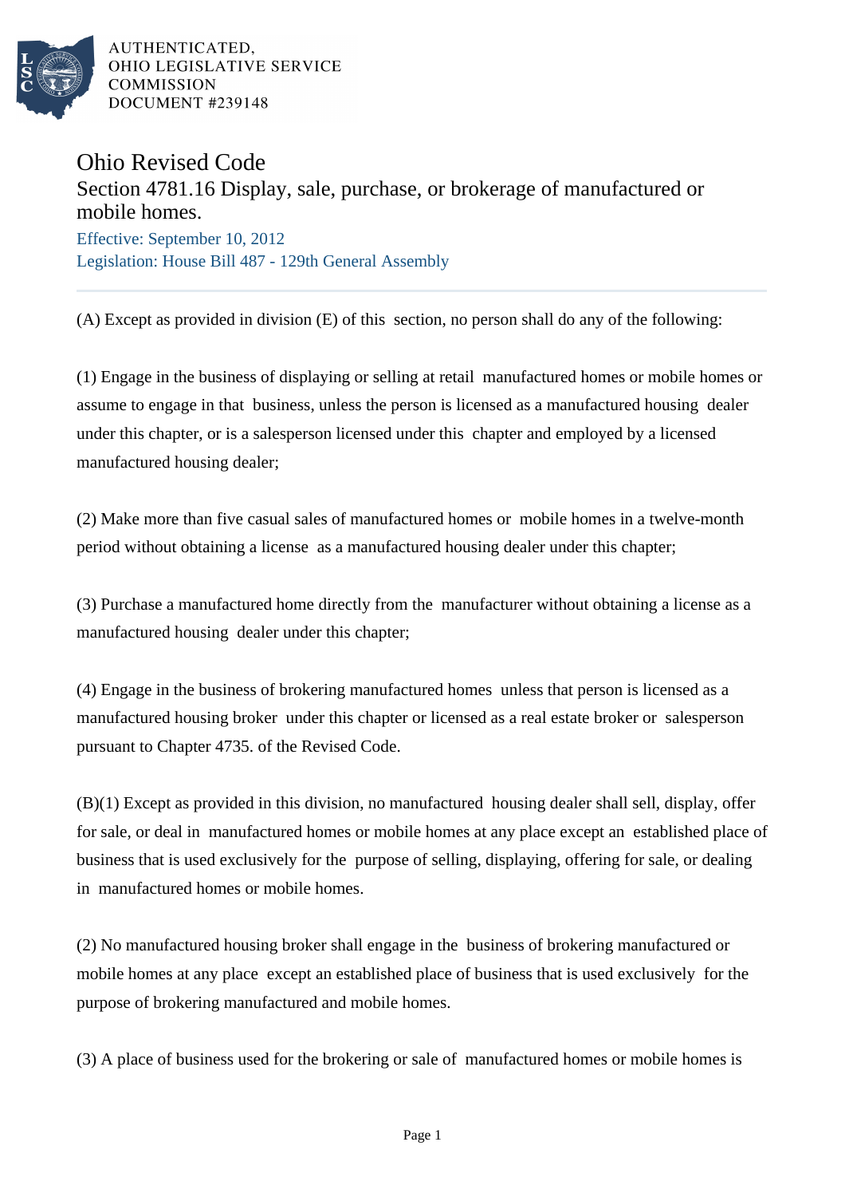AUTHENTICATED,
OHIO LEGISLATIVE SERVICE
COMMISSION
DOCUMENT #239148

# Ohio Revised Code

## Section 4781.16 Display, sale, purchase, or brokerage of manufactured or mobile homes.

Effective: September 10, 2012
Legislation: House Bill 487 - 129th General Assembly

(A) Except as provided in division (E) of this section, no person shall do any of the following:

(1) Engage in the business of displaying or selling at retail manufactured homes or mobile homes or assume to engage in that business, unless the person is licensed as a manufactured housing dealer under this chapter, or is a salesperson licensed under this chapter and employed by a licensed manufactured housing dealer;

(2) Make more than five casual sales of manufactured homes or mobile homes in a twelve-month period without obtaining a license as a manufactured housing dealer under this chapter;

(3) Purchase a manufactured home directly from the manufacturer without obtaining a license as a manufactured housing dealer under this chapter;

(4) Engage in the business of brokering manufactured homes unless that person is licensed as a manufactured housing broker under this chapter or licensed as a real estate broker or salesperson pursuant to Chapter 4735. of the Revised Code.

(B)(1) Except as provided in this division, no manufactured housing dealer shall sell, display, offer for sale, or deal in manufactured homes or mobile homes at any place except an established place of business that is used exclusively for the purpose of selling, displaying, offering for sale, or dealing in manufactured homes or mobile homes.

(2) No manufactured housing broker shall engage in the business of brokering manufactured or mobile homes at any place except an established place of business that is used exclusively for the purpose of brokering manufactured and mobile homes.

(3) A place of business used for the brokering or sale of manufactured homes or mobile homes is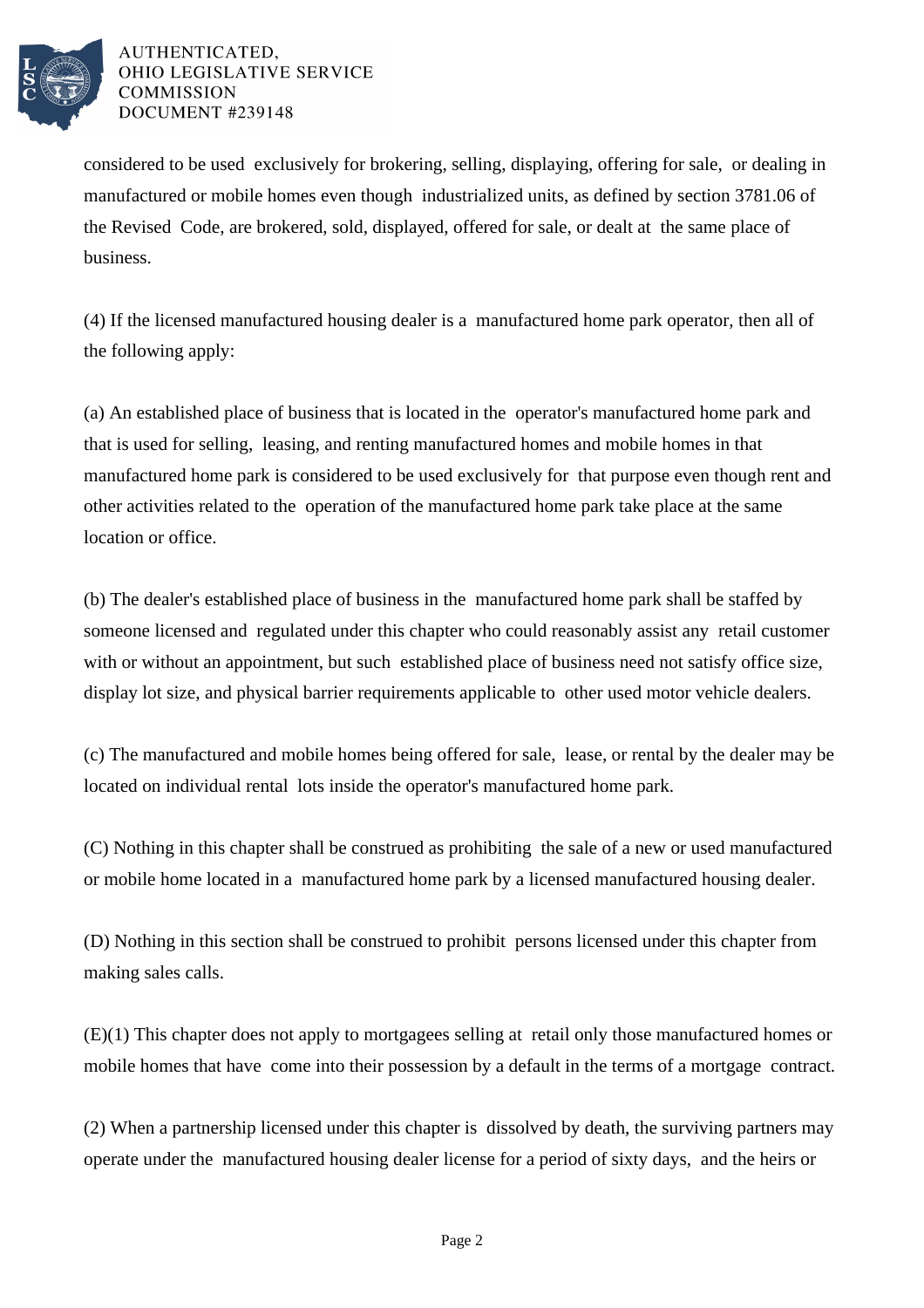considered to be used exclusively for brokering, selling, displaying, offering for sale, or dealing in manufactured or mobile homes even though industrialized units, as defined by section 3781.06 of the Revised Code, are brokered, sold, displayed, offered for sale, or dealt at the same place of business.

(4) If the licensed manufactured housing dealer is a manufactured home park operator, then all of the following apply:

(a) An established place of business that is located in the operator's manufactured home park and that is used for selling, leasing, and renting manufactured homes and mobile homes in that manufactured home park is considered to be used exclusively for that purpose even though rent and other activities related to the operation of the manufactured home park take place at the same location or office.

(b) The dealer's established place of business in the manufactured home park shall be staffed by someone licensed and regulated under this chapter who could reasonably assist any retail customer with or without an appointment, but such established place of business need not satisfy office size, display lot size, and physical barrier requirements applicable to other used motor vehicle dealers.

(c) The manufactured and mobile homes being offered for sale, lease, or rental by the dealer may be located on individual rental lots inside the operator's manufactured home park.

(C) Nothing in this chapter shall be construed as prohibiting the sale of a new or used manufactured or mobile home located in a manufactured home park by a licensed manufactured housing dealer.

(D) Nothing in this section shall be construed to prohibit persons licensed under this chapter from making sales calls.

(E)(1) This chapter does not apply to mortgagees selling at retail only those manufactured homes or mobile homes that have come into their possession by a default in the terms of a mortgage contract.

(2) When a partnership licensed under this chapter is dissolved by death, the surviving partners may operate under the manufactured housing dealer license for a period of sixty days, and the heirs or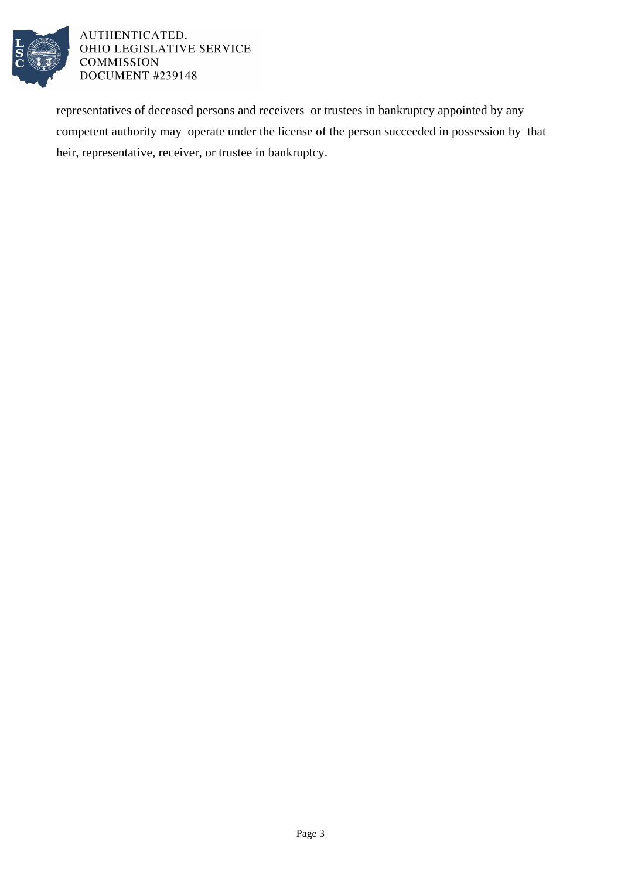representatives of deceased persons and receivers or trustees in bankruptcy appointed by any competent authority may operate under the license of the person succeeded in possession by that heir, representative, receiver, or trustee in bankruptcy.